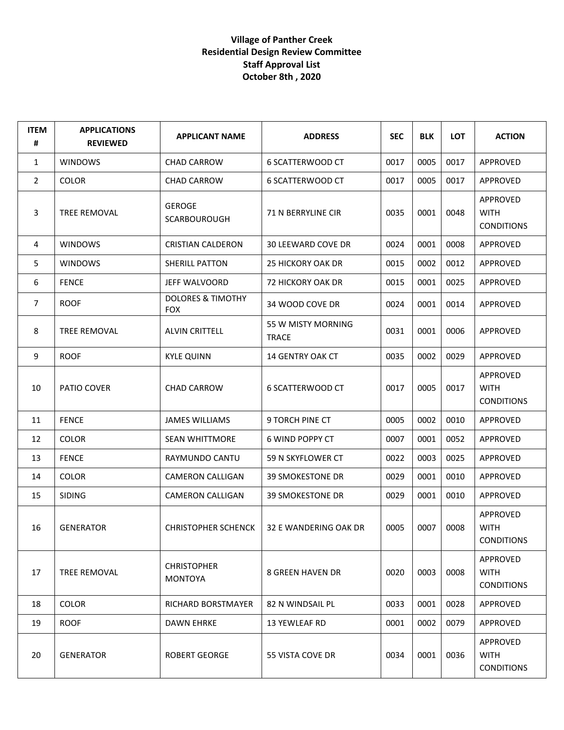**Village of Panther Creek**
**Residential Design Review Committee**
**Staff Approval List**
**October 8th , 2020**

| ITEM # | APPLICATIONS REVIEWED | APPLICANT NAME | ADDRESS | SEC | BLK | LOT | ACTION |
|---|---|---|---|---|---|---|---|
| 1 | WINDOWS | CHAD CARROW | 6 SCATTERWOOD CT | 0017 | 0005 | 0017 | APPROVED |
| 2 | COLOR | CHAD CARROW | 6 SCATTERWOOD CT | 0017 | 0005 | 0017 | APPROVED |
| 3 | TREE REMOVAL | GEROGE SCARBOUROUGH | 71 N BERRYLINE CIR | 0035 | 0001 | 0048 | APPROVED WITH CONDITIONS |
| 4 | WINDOWS | CRISTIAN CALDERON | 30 LEEWARD COVE DR | 0024 | 0001 | 0008 | APPROVED |
| 5 | WINDOWS | SHERILL PATTON | 25 HICKORY OAK DR | 0015 | 0002 | 0012 | APPROVED |
| 6 | FENCE | JEFF WALVOORD | 72 HICKORY OAK DR | 0015 | 0001 | 0025 | APPROVED |
| 7 | ROOF | DOLORES & TIMOTHY FOX | 34 WOOD COVE DR | 0024 | 0001 | 0014 | APPROVED |
| 8 | TREE REMOVAL | ALVIN CRITTELL | 55 W MISTY MORNING TRACE | 0031 | 0001 | 0006 | APPROVED |
| 9 | ROOF | KYLE QUINN | 14 GENTRY OAK CT | 0035 | 0002 | 0029 | APPROVED |
| 10 | PATIO COVER | CHAD CARROW | 6 SCATTERWOOD CT | 0017 | 0005 | 0017 | APPROVED WITH CONDITIONS |
| 11 | FENCE | JAMES WILLIAMS | 9 TORCH PINE CT | 0005 | 0002 | 0010 | APPROVED |
| 12 | COLOR | SEAN WHITTMORE | 6 WIND POPPY CT | 0007 | 0001 | 0052 | APPROVED |
| 13 | FENCE | RAYMUNDO CANTU | 59 N SKYFLOWER CT | 0022 | 0003 | 0025 | APPROVED |
| 14 | COLOR | CAMERON CALLIGAN | 39 SMOKESTONE DR | 0029 | 0001 | 0010 | APPROVED |
| 15 | SIDING | CAMERON CALLIGAN | 39 SMOKESTONE DR | 0029 | 0001 | 0010 | APPROVED |
| 16 | GENERATOR | CHRISTOPHER SCHENCK | 32 E WANDERING OAK DR | 0005 | 0007 | 0008 | APPROVED WITH CONDITIONS |
| 17 | TREE REMOVAL | CHRISTOPHER MONTOYA | 8 GREEN HAVEN DR | 0020 | 0003 | 0008 | APPROVED WITH CONDITIONS |
| 18 | COLOR | RICHARD BORSTMAYER | 82 N WINDSAIL PL | 0033 | 0001 | 0028 | APPROVED |
| 19 | ROOF | DAWN EHRKE | 13 YEWLEAF RD | 0001 | 0002 | 0079 | APPROVED |
| 20 | GENERATOR | ROBERT GEORGE | 55 VISTA COVE DR | 0034 | 0001 | 0036 | APPROVED WITH CONDITIONS |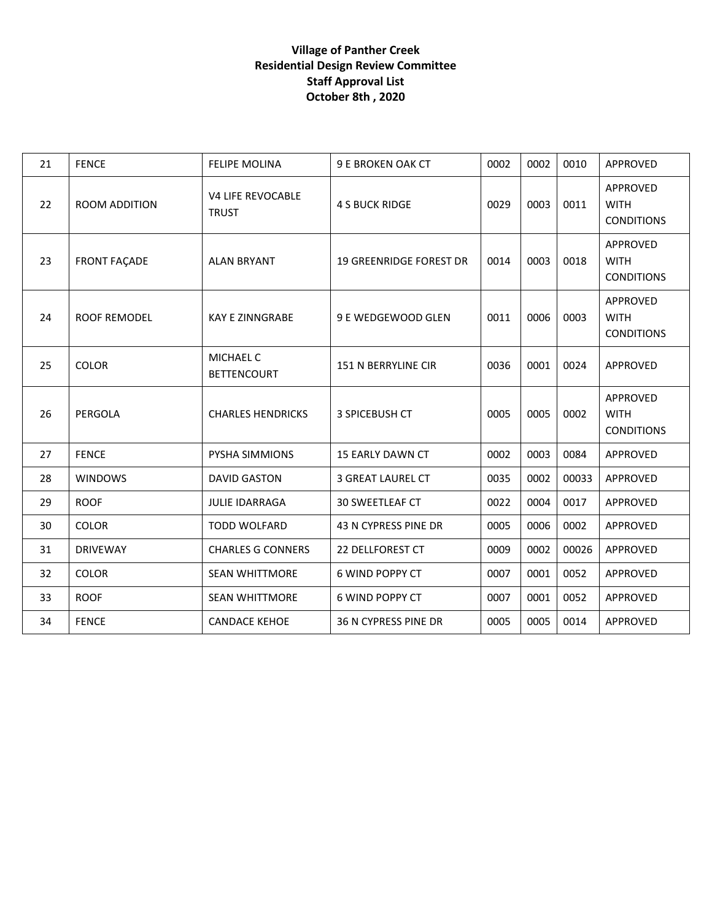**Village of Panther Creek**
**Residential Design Review Committee**
**Staff Approval List**
**October 8th , 2020**

| | | | | | | | |
|---|---|---|---|---|---|---|---|
| 21 | FENCE | FELIPE MOLINA | 9 E BROKEN OAK CT | 0002 | 0002 | 0010 | APPROVED |
| 22 | ROOM ADDITION | V4 LIFE REVOCABLE TRUST | 4 S BUCK RIDGE | 0029 | 0003 | 0011 | APPROVED WITH CONDITIONS |
| 23 | FRONT FAÇADE | ALAN BRYANT | 19 GREENRIDGE FOREST DR | 0014 | 0003 | 0018 | APPROVED WITH CONDITIONS |
| 24 | ROOF REMODEL | KAY E ZINNGRABE | 9 E WEDGEWOOD GLEN | 0011 | 0006 | 0003 | APPROVED WITH CONDITIONS |
| 25 | COLOR | MICHAEL C BETTENCOURT | 151 N BERRYLINE CIR | 0036 | 0001 | 0024 | APPROVED |
| 26 | PERGOLA | CHARLES HENDRICKS | 3 SPICEBUSH CT | 0005 | 0005 | 0002 | APPROVED WITH CONDITIONS |
| 27 | FENCE | PYSHA SIMMIONS | 15 EARLY DAWN CT | 0002 | 0003 | 0084 | APPROVED |
| 28 | WINDOWS | DAVID GASTON | 3 GREAT LAUREL CT | 0035 | 0002 | 00033 | APPROVED |
| 29 | ROOF | JULIE IDARRAGA | 30 SWEETLEAF CT | 0022 | 0004 | 0017 | APPROVED |
| 30 | COLOR | TODD WOLFARD | 43 N CYPRESS PINE DR | 0005 | 0006 | 0002 | APPROVED |
| 31 | DRIVEWAY | CHARLES G CONNERS | 22 DELLFOREST CT | 0009 | 0002 | 00026 | APPROVED |
| 32 | COLOR | SEAN WHITTMORE | 6 WIND POPPY CT | 0007 | 0001 | 0052 | APPROVED |
| 33 | ROOF | SEAN WHITTMORE | 6 WIND POPPY CT | 0007 | 0001 | 0052 | APPROVED |
| 34 | FENCE | CANDACE KEHOE | 36 N CYPRESS PINE DR | 0005 | 0005 | 0014 | APPROVED |